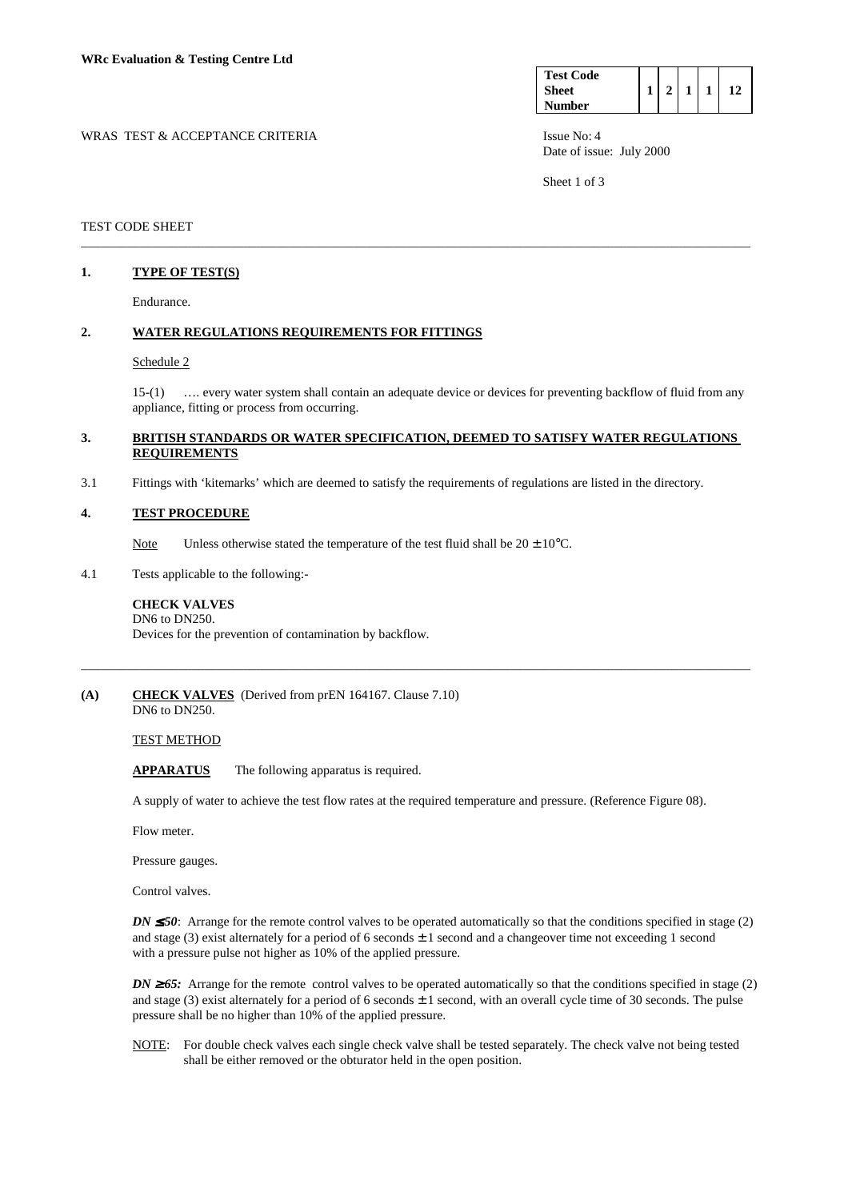**WRc Evaluation & Testing Centre Ltd**

| Test Code Sheet Number | 1 | 2 | 1 | 1 | 12 |
|---|---|---|---|---|---|

WRAS TEST & ACCEPTANCE CRITERIA

Issue No: 4
Date of issue: July 2000

TEST CODE SHEET

---

## 1. TYPE OF TEST(S)

Endurance.

## 2. WATER REGULATIONS REQUIREMENTS FOR FITTINGS

Schedule 2

15-(1) …. every water system shall contain an adequate device or devices for preventing backflow of fluid from any appliance, fitting or process from occurring.

## 3. BRITISH STANDARDS OR WATER SPECIFICATION, DEEMED TO SATISFY WATER REGULATIONS REQUIREMENTS

3.1 Fittings with 'kitemarks' which are deemed to satisfy the requirements of regulations are listed in the directory.

## 4. TEST PROCEDURE

Note Unless otherwise stated the temperature of the test fluid shall be 20 ± 10°C.

4.1 Tests applicable to the following:-

**CHECK VALVES**
DN6 to DN250.
Devices for the prevention of contamination by backflow.

---

## (A) CHECK VALVES (Derived from prEN 164167. Clause 7.10)

DN6 to DN250.

TEST METHOD

**APPARATUS** The following apparatus is required.

A supply of water to achieve the test flow rates at the required temperature and pressure. (Reference Figure 08).

Flow meter.

Pressure gauges.

Control valves.

***DN ≤ 50***: Arrange for the remote control valves to be operated automatically so that the conditions specified in stage (2) and stage (3) exist alternately for a period of 6 seconds ± 1 second and a changeover time not exceeding 1 second with a pressure pulse not higher as 10% of the applied pressure.

***DN ≥ 65:*** Arrange for the remote control valves to be operated automatically so that the conditions specified in stage (2) and stage (3) exist alternately for a period of 6 seconds ± 1 second, with an overall cycle time of 30 seconds. The pulse pressure shall be no higher than 10% of the applied pressure.

NOTE: For double check valves each single check valve shall be tested separately. The check valve not being tested shall be either removed or the obturator held in the open position.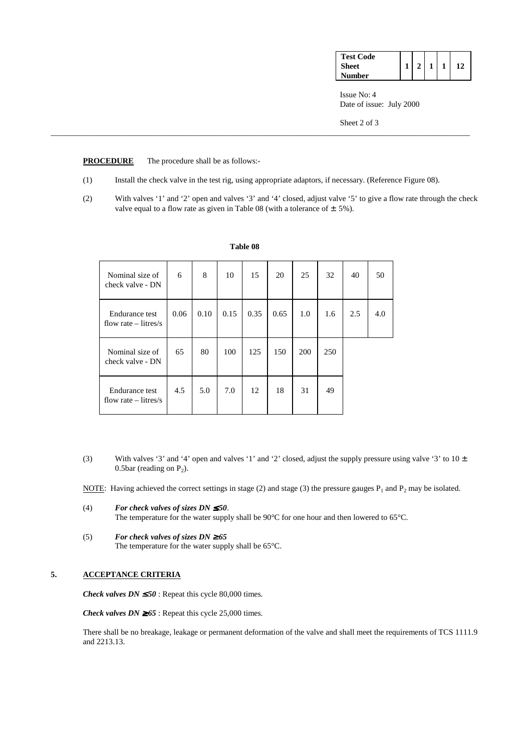**PROCEDURE** The procedure shall be as follows:-

(1) Install the check valve in the test rig, using appropriate adaptors, if necessary. (Reference Figure 08).

(2) With valves '1' and '2' open and valves '3' and '4' closed, adjust valve '5' to give a flow rate through the check valve equal to a flow rate as given in Table 08 (with a tolerance of ± 5%).

**Table 08**

| Nominal size of check valve - DN | 6 | 8 | 10 | 15 | 20 | 25 | 32 | 40 | 50 |
|---|---|---|---|---|---|---|---|---|---|
| Endurance test flow rate – litres/s | 0.06 | 0.10 | 0.15 | 0.35 | 0.65 | 1.0 | 1.6 | 2.5 | 4.0 |
| Nominal size of check valve - DN | 65 | 80 | 100 | 125 | 150 | 200 | 250 | | |
| Endurance test flow rate – litres/s | 4.5 | 5.0 | 7.0 | 12 | 18 | 31 | 49 | | |

(3) With valves '3' and '4' open and valves '1' and '2' closed, adjust the supply pressure using valve '3' to 10 ± 0.5bar (reading on $P_2$).

NOTE: Having achieved the correct settings in stage (2) and stage (3) the pressure gauges $P_1$ and $P_2$ may be isolated.

(4) ***For check valves of sizes DN ≤ 50**.*
The temperature for the water supply shall be 90°C for one hour and then lowered to 65°C.

(5) ***For check valves of sizes DN ≥ 65***
The temperature for the water supply shall be 65°C.

## 5. ACCEPTANCE CRITERIA

***Check valves DN ≤ 50*** : Repeat this cycle 80,000 times.

***Check valves DN ≥ 65*** : Repeat this cycle 25,000 times.

There shall be no breakage, leakage or permanent deformation of the valve and shall meet the requirements of TCS 1111.9 and 2213.13.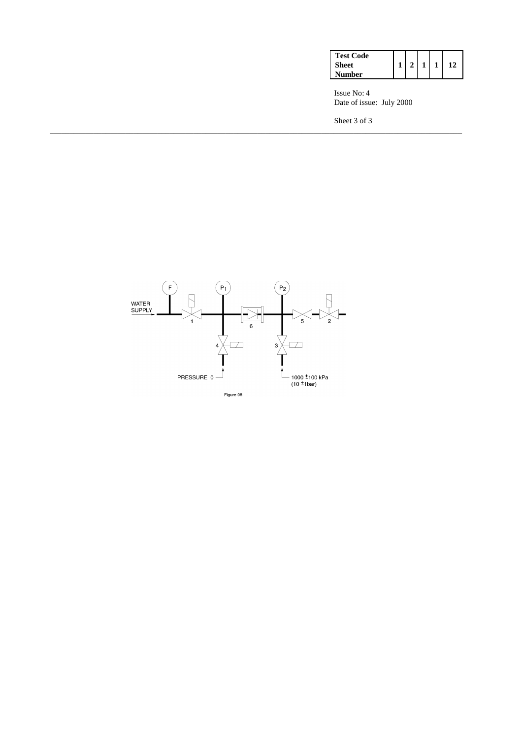WATER SUPPLY

F

$P_1$

$P_2$

1

2

3

4

5

6

PRESSURE 0

1000 ±100 kPa
(10 ±1bar)

Figure 08